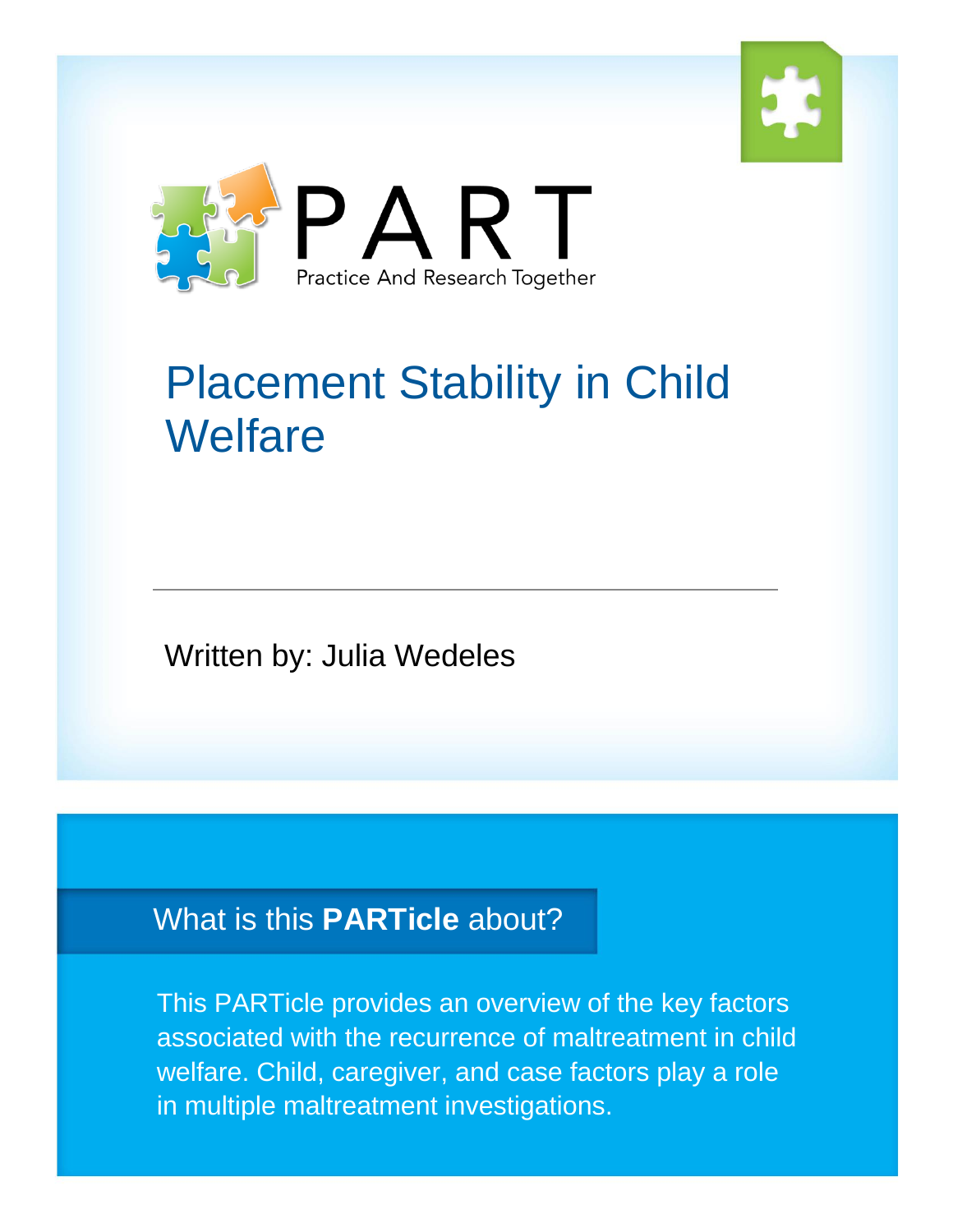PART

Practice And Research Together

# Placement Stability in Child Welfare

---

Written by: Julia Wedeles

## What is this **PARTicle** about?

This PARTicle provides an overview of the key factors associated with the recurrence of maltreatment in child welfare. Child, caregiver, and case factors play a role in multiple maltreatment investigations.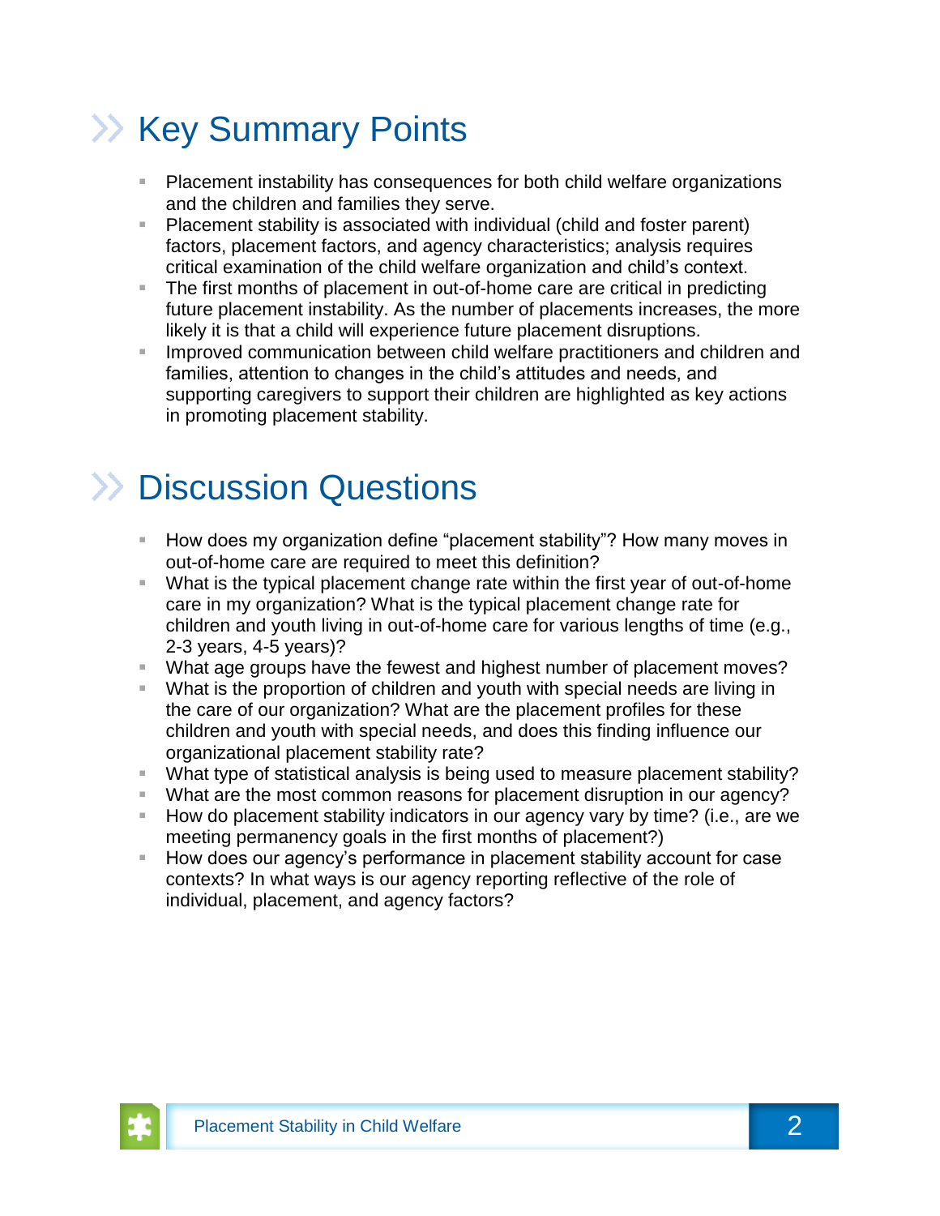## Key Summary Points

- Placement instability has consequences for both child welfare organizations and the children and families they serve.
- Placement stability is associated with individual (child and foster parent) factors, placement factors, and agency characteristics; analysis requires critical examination of the child welfare organization and child's context.
- The first months of placement in out-of-home care are critical in predicting future placement instability. As the number of placements increases, the more likely it is that a child will experience future placement disruptions.
- Improved communication between child welfare practitioners and children and families, attention to changes in the child's attitudes and needs, and supporting caregivers to support their children are highlighted as key actions in promoting placement stability.

## Discussion Questions

- How does my organization define "placement stability"? How many moves in out-of-home care are required to meet this definition?
- What is the typical placement change rate within the first year of out-of-home care in my organization? What is the typical placement change rate for children and youth living in out-of-home care for various lengths of time (e.g., 2-3 years, 4-5 years)?
- What age groups have the fewest and highest number of placement moves?
- What is the proportion of children and youth with special needs are living in the care of our organization? What are the placement profiles for these children and youth with special needs, and does this finding influence our organizational placement stability rate?
- What type of statistical analysis is being used to measure placement stability?
- What are the most common reasons for placement disruption in our agency?
- How do placement stability indicators in our agency vary by time? (i.e., are we meeting permanency goals in the first months of placement?)
- How does our agency's performance in placement stability account for case contexts? In what ways is our agency reporting reflective of the role of individual, placement, and agency factors?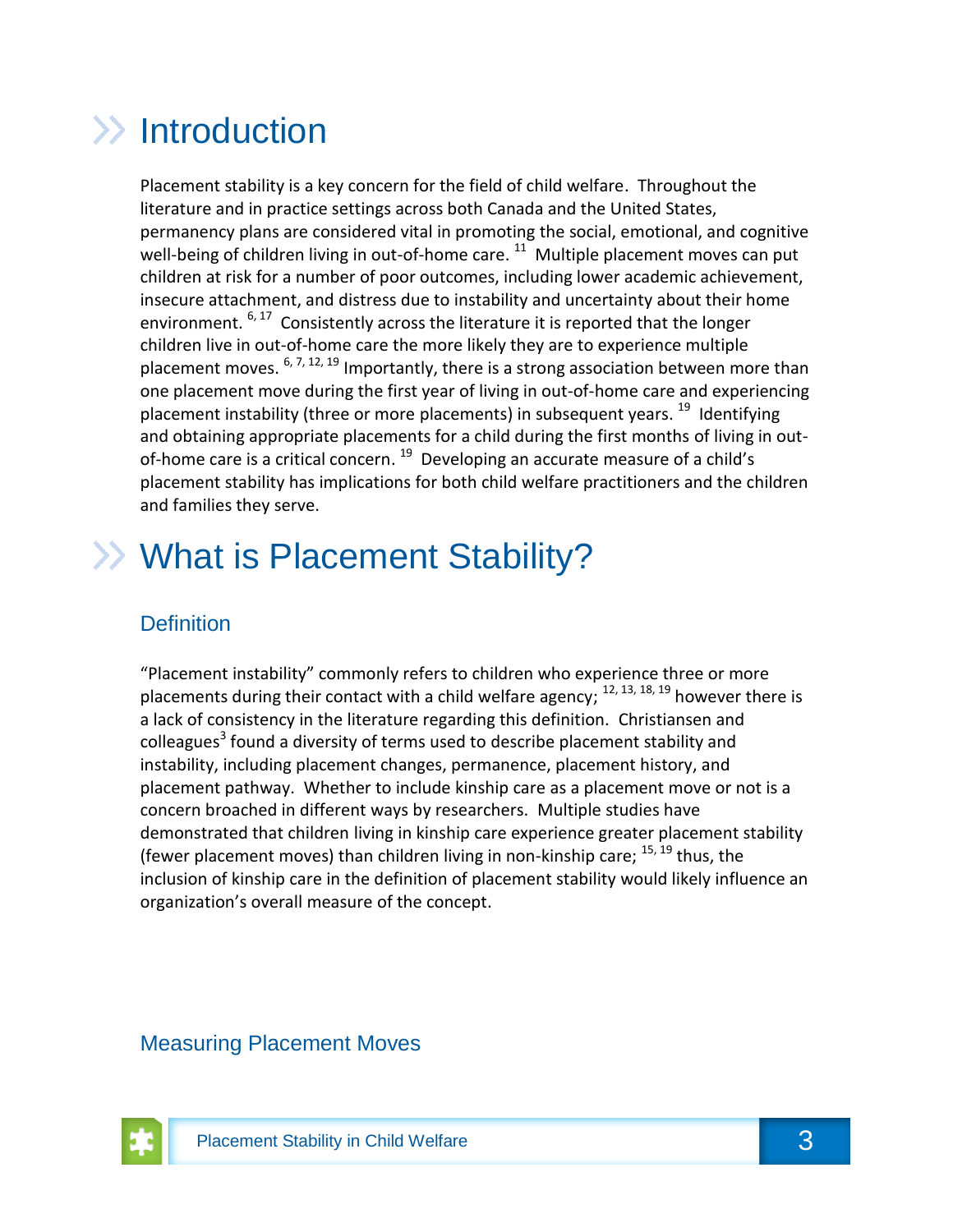# Introduction

Placement stability is a key concern for the field of child welfare. Throughout the literature and in practice settings across both Canada and the United States, permanency plans are considered vital in promoting the social, emotional, and cognitive well-being of children living in out-of-home care. [11] Multiple placement moves can put children at risk for a number of poor outcomes, including lower academic achievement, insecure attachment, and distress due to instability and uncertainty about their home environment. [6, 17] Consistently across the literature it is reported that the longer children live in out-of-home care the more likely they are to experience multiple placement moves. [6, 7, 12, 19] Importantly, there is a strong association between more than one placement move during the first year of living in out-of-home care and experiencing placement instability (three or more placements) in subsequent years. [19] Identifying and obtaining appropriate placements for a child during the first months of living in out-of-home care is a critical concern. [19] Developing an accurate measure of a child's placement stability has implications for both child welfare practitioners and the children and families they serve.

# What is Placement Stability?

## Definition

"Placement instability" commonly refers to children who experience three or more placements during their contact with a child welfare agency; [12, 13, 18, 19] however there is a lack of consistency in the literature regarding this definition. Christiansen and colleagues[3] found a diversity of terms used to describe placement stability and instability, including placement changes, permanence, placement history, and placement pathway. Whether to include kinship care as a placement move or not is a concern broached in different ways by researchers. Multiple studies have demonstrated that children living in kinship care experience greater placement stability (fewer placement moves) than children living in non-kinship care; [15, 19] thus, the inclusion of kinship care in the definition of placement stability would likely influence an organization's overall measure of the concept.

## Measuring Placement Moves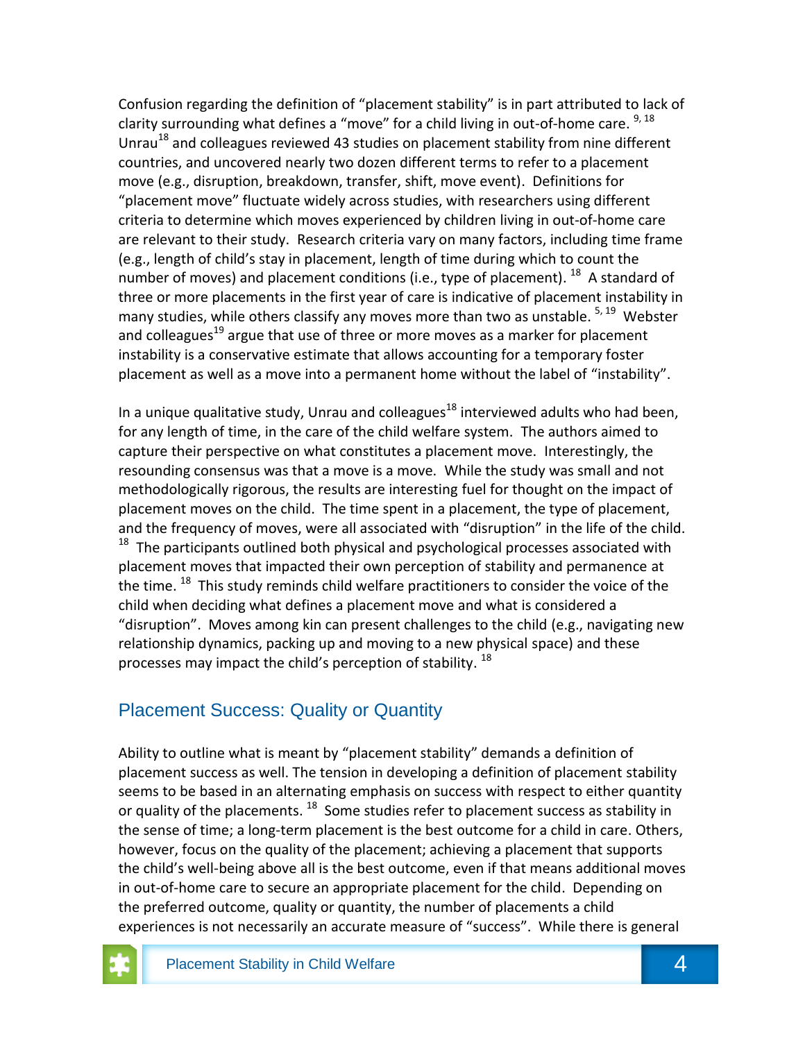Confusion regarding the definition of "placement stability" is in part attributed to lack of clarity surrounding what defines a "move" for a child living in out-of-home care. [9, 18] Unrau[18] and colleagues reviewed 43 studies on placement stability from nine different countries, and uncovered nearly two dozen different terms to refer to a placement move (e.g., disruption, breakdown, transfer, shift, move event). Definitions for "placement move" fluctuate widely across studies, with researchers using different criteria to determine which moves experienced by children living in out-of-home care are relevant to their study. Research criteria vary on many factors, including time frame (e.g., length of child's stay in placement, length of time during which to count the number of moves) and placement conditions (i.e., type of placement). [18] A standard of three or more placements in the first year of care is indicative of placement instability in many studies, while others classify any moves more than two as unstable. [5, 19] Webster and colleagues[19] argue that use of three or more moves as a marker for placement instability is a conservative estimate that allows accounting for a temporary foster placement as well as a move into a permanent home without the label of "instability".

In a unique qualitative study, Unrau and colleagues[18] interviewed adults who had been, for any length of time, in the care of the child welfare system. The authors aimed to capture their perspective on what constitutes a placement move. Interestingly, the resounding consensus was that a move is a move. While the study was small and not methodologically rigorous, the results are interesting fuel for thought on the impact of placement moves on the child. The time spent in a placement, the type of placement, and the frequency of moves, were all associated with "disruption" in the life of the child. [18] The participants outlined both physical and psychological processes associated with placement moves that impacted their own perception of stability and permanence at the time. [18] This study reminds child welfare practitioners to consider the voice of the child when deciding what defines a placement move and what is considered a "disruption". Moves among kin can present challenges to the child (e.g., navigating new relationship dynamics, packing up and moving to a new physical space) and these processes may impact the child's perception of stability. [18]

## Placement Success: Quality or Quantity

Ability to outline what is meant by "placement stability" demands a definition of placement success as well. The tension in developing a definition of placement stability seems to be based in an alternating emphasis on success with respect to either quantity or quality of the placements. [18] Some studies refer to placement success as stability in the sense of time; a long-term placement is the best outcome for a child in care. Others, however, focus on the quality of the placement; achieving a placement that supports the child's well-being above all is the best outcome, even if that means additional moves in out-of-home care to secure an appropriate placement for the child. Depending on the preferred outcome, quality or quantity, the number of placements a child experiences is not necessarily an accurate measure of "success". While there is general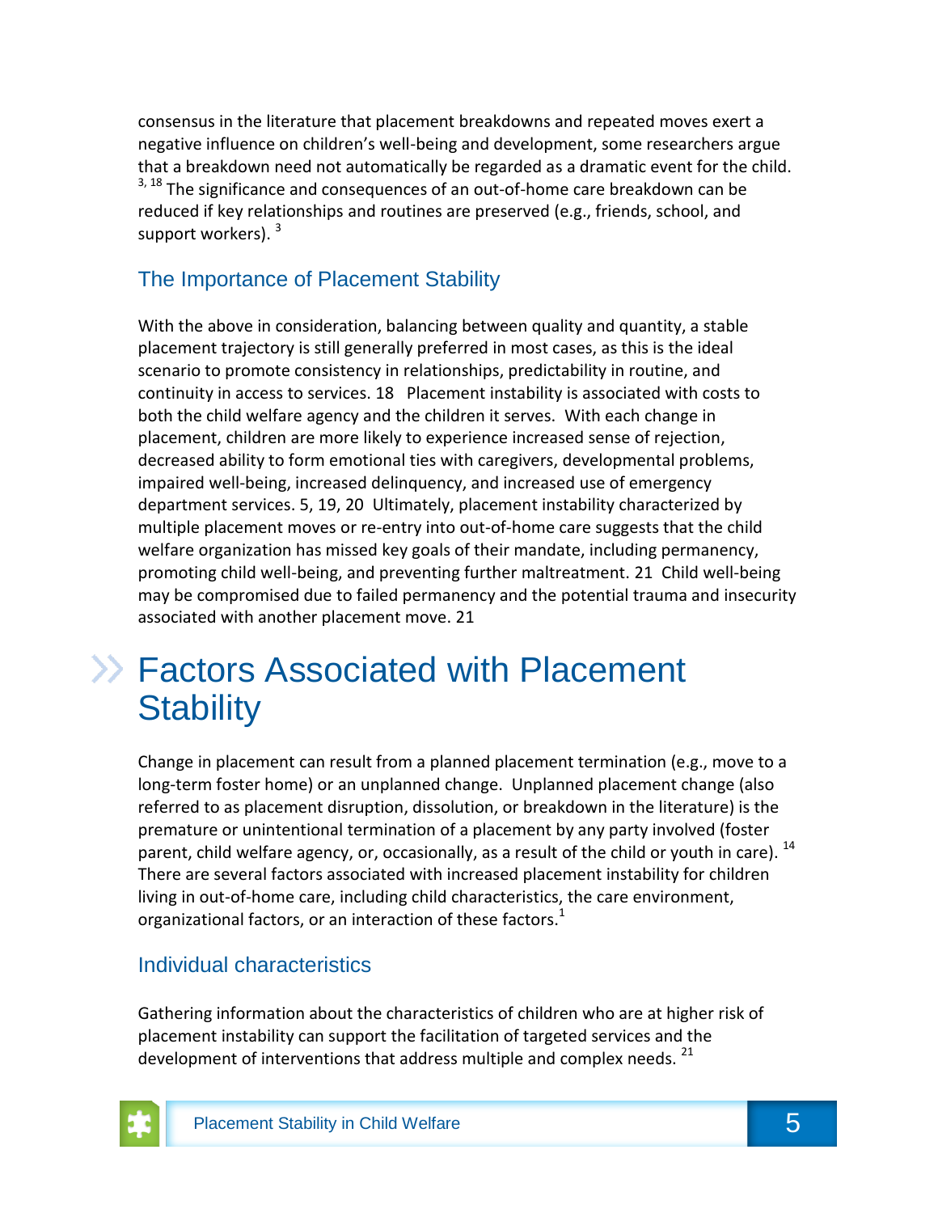consensus in the literature that placement breakdowns and repeated moves exert a negative influence on children's well-being and development, some researchers argue that a breakdown need not automatically be regarded as a dramatic event for the child. [3, 18] The significance and consequences of an out-of-home care breakdown can be reduced if key relationships and routines are preserved (e.g., friends, school, and support workers). [3]

## The Importance of Placement Stability

With the above in consideration, balancing between quality and quantity, a stable placement trajectory is still generally preferred in most cases, as this is the ideal scenario to promote consistency in relationships, predictability in routine, and continuity in access to services. 18 Placement instability is associated with costs to both the child welfare agency and the children it serves. With each change in placement, children are more likely to experience increased sense of rejection, decreased ability to form emotional ties with caregivers, developmental problems, impaired well-being, increased delinquency, and increased use of emergency department services. 5, 19, 20 Ultimately, placement instability characterized by multiple placement moves or re-entry into out-of-home care suggests that the child welfare organization has missed key goals of their mandate, including permanency, promoting child well-being, and preventing further maltreatment. 21 Child well-being may be compromised due to failed permanency and the potential trauma and insecurity associated with another placement move. 21

# Factors Associated with Placement Stability

Change in placement can result from a planned placement termination (e.g., move to a long-term foster home) or an unplanned change. Unplanned placement change (also referred to as placement disruption, dissolution, or breakdown in the literature) is the premature or unintentional termination of a placement by any party involved (foster parent, child welfare agency, or, occasionally, as a result of the child or youth in care). [14] There are several factors associated with increased placement instability for children living in out-of-home care, including child characteristics, the care environment, organizational factors, or an interaction of these factors.[1]

## Individual characteristics

Gathering information about the characteristics of children who are at higher risk of placement instability can support the facilitation of targeted services and the development of interventions that address multiple and complex needs. [21]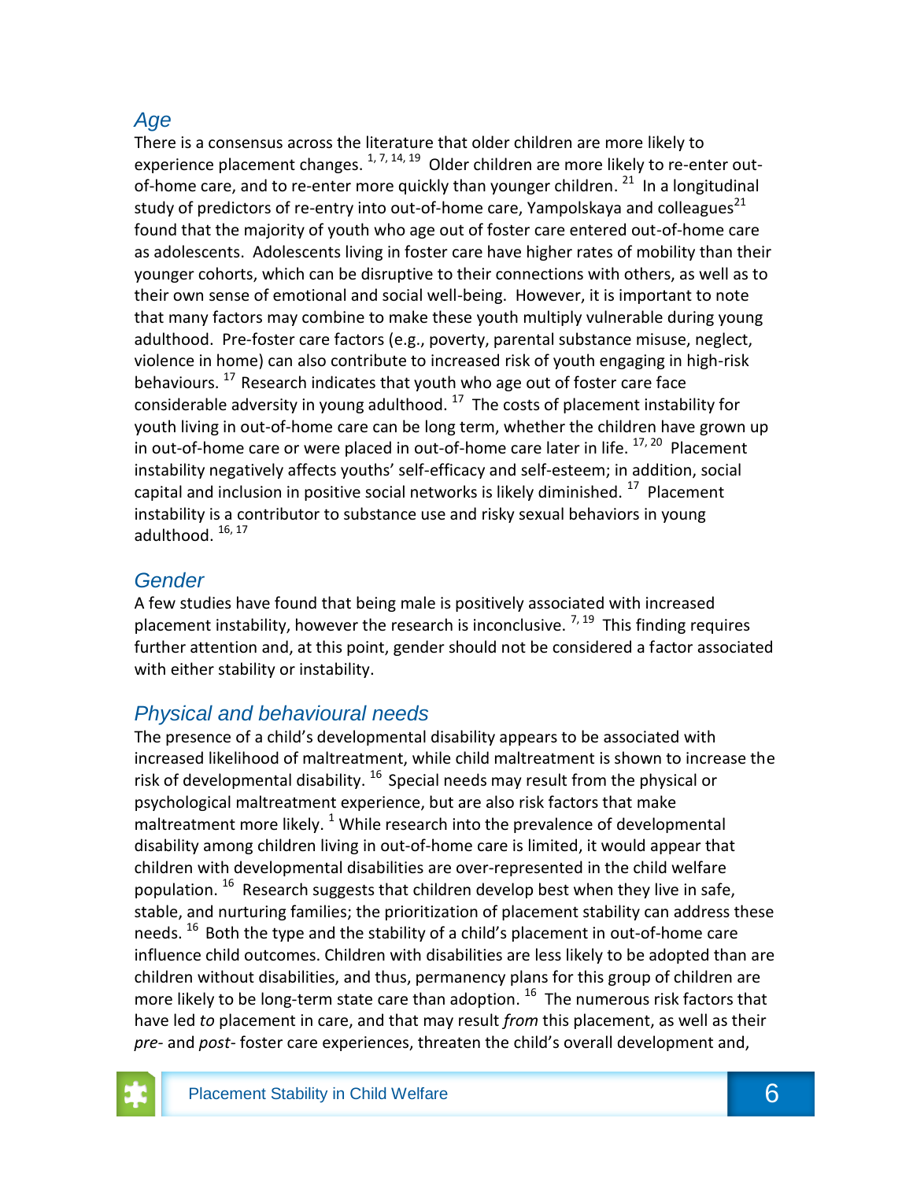## *Age*

There is a consensus across the literature that older children are more likely to experience placement changes. [1, 7, 14, 19] Older children are more likely to re-enter out-of-home care, and to re-enter more quickly than younger children. [21] In a longitudinal study of predictors of re-entry into out-of-home care, Yampolskaya and colleagues[21] found that the majority of youth who age out of foster care entered out-of-home care as adolescents. Adolescents living in foster care have higher rates of mobility than their younger cohorts, which can be disruptive to their connections with others, as well as to their own sense of emotional and social well-being. However, it is important to note that many factors may combine to make these youth multiply vulnerable during young adulthood. Pre-foster care factors (e.g., poverty, parental substance misuse, neglect, violence in home) can also contribute to increased risk of youth engaging in high-risk behaviours. [17] Research indicates that youth who age out of foster care face considerable adversity in young adulthood. [17] The costs of placement instability for youth living in out-of-home care can be long term, whether the children have grown up in out-of-home care or were placed in out-of-home care later in life. [17, 20] Placement instability negatively affects youths' self-efficacy and self-esteem; in addition, social capital and inclusion in positive social networks is likely diminished. [17] Placement instability is a contributor to substance use and risky sexual behaviors in young adulthood. [16, 17]

## *Gender*

A few studies have found that being male is positively associated with increased placement instability, however the research is inconclusive. [7, 19] This finding requires further attention and, at this point, gender should not be considered a factor associated with either stability or instability.

## *Physical and behavioural needs*

The presence of a child's developmental disability appears to be associated with increased likelihood of maltreatment, while child maltreatment is shown to increase the risk of developmental disability. [16] Special needs may result from the physical or psychological maltreatment experience, but are also risk factors that make maltreatment more likely. [1] While research into the prevalence of developmental disability among children living in out-of-home care is limited, it would appear that children with developmental disabilities are over-represented in the child welfare population. [16] Research suggests that children develop best when they live in safe, stable, and nurturing families; the prioritization of placement stability can address these needs. [16] Both the type and the stability of a child's placement in out-of-home care influence child outcomes. Children with disabilities are less likely to be adopted than are children without disabilities, and thus, permanency plans for this group of children are more likely to be long-term state care than adoption. [16] The numerous risk factors that have led *to* placement in care, and that may result *from* this placement, as well as their *pre-* and *post-* foster care experiences, threaten the child's overall development and,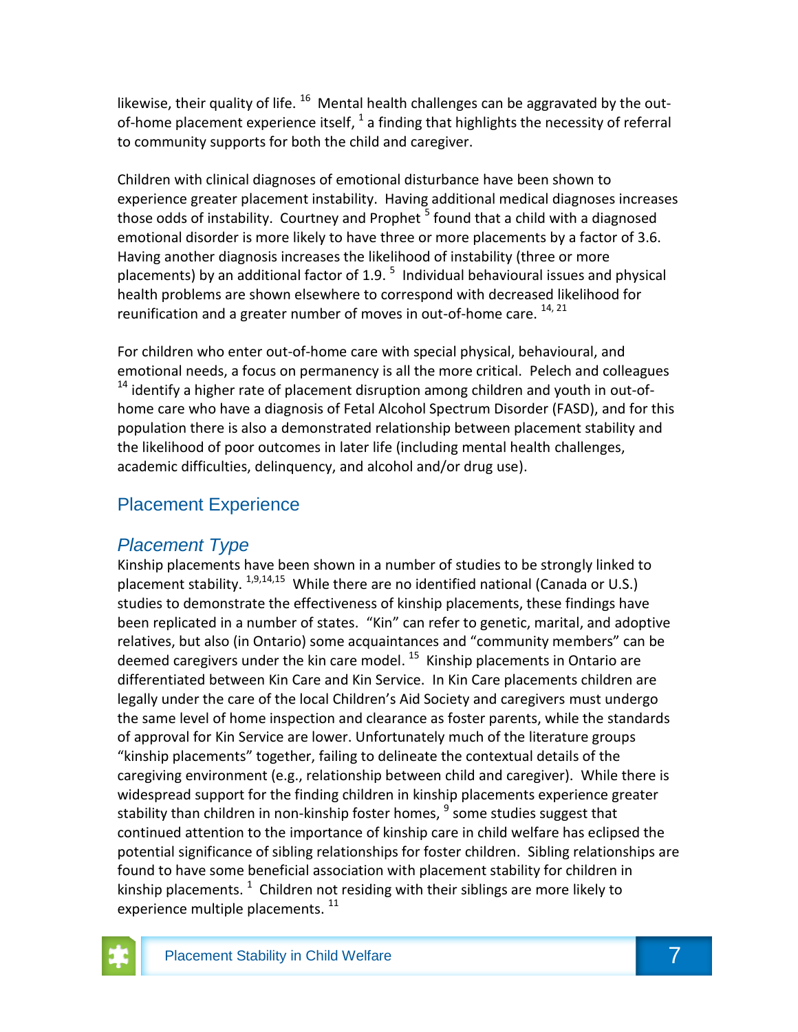likewise, their quality of life. [16] Mental health challenges can be aggravated by the out-of-home placement experience itself, [1] a finding that highlights the necessity of referral to community supports for both the child and caregiver.

Children with clinical diagnoses of emotional disturbance have been shown to experience greater placement instability. Having additional medical diagnoses increases those odds of instability. Courtney and Prophet [5] found that a child with a diagnosed emotional disorder is more likely to have three or more placements by a factor of 3.6. Having another diagnosis increases the likelihood of instability (three or more placements) by an additional factor of 1.9. [5] Individual behavioural issues and physical health problems are shown elsewhere to correspond with decreased likelihood for reunification and a greater number of moves in out-of-home care. [14, 21]

For children who enter out-of-home care with special physical, behavioural, and emotional needs, a focus on permanency is all the more critical. Pelech and colleagues [14] identify a higher rate of placement disruption among children and youth in out-of-home care who have a diagnosis of Fetal Alcohol Spectrum Disorder (FASD), and for this population there is also a demonstrated relationship between placement stability and the likelihood of poor outcomes in later life (including mental health challenges, academic difficulties, delinquency, and alcohol and/or drug use).

## Placement Experience

### *Placement Type*

Kinship placements have been shown in a number of studies to be strongly linked to placement stability. [1,9,14,15] While there are no identified national (Canada or U.S.) studies to demonstrate the effectiveness of kinship placements, these findings have been replicated in a number of states. "Kin" can refer to genetic, marital, and adoptive relatives, but also (in Ontario) some acquaintances and "community members" can be deemed caregivers under the kin care model. [15] Kinship placements in Ontario are differentiated between Kin Care and Kin Service. In Kin Care placements children are legally under the care of the local Children's Aid Society and caregivers must undergo the same level of home inspection and clearance as foster parents, while the standards of approval for Kin Service are lower. Unfortunately much of the literature groups "kinship placements" together, failing to delineate the contextual details of the caregiving environment (e.g., relationship between child and caregiver). While there is widespread support for the finding children in kinship placements experience greater stability than children in non-kinship foster homes, [9] some studies suggest that continued attention to the importance of kinship care in child welfare has eclipsed the potential significance of sibling relationships for foster children. Sibling relationships are found to have some beneficial association with placement stability for children in kinship placements. [1] Children not residing with their siblings are more likely to experience multiple placements. [11]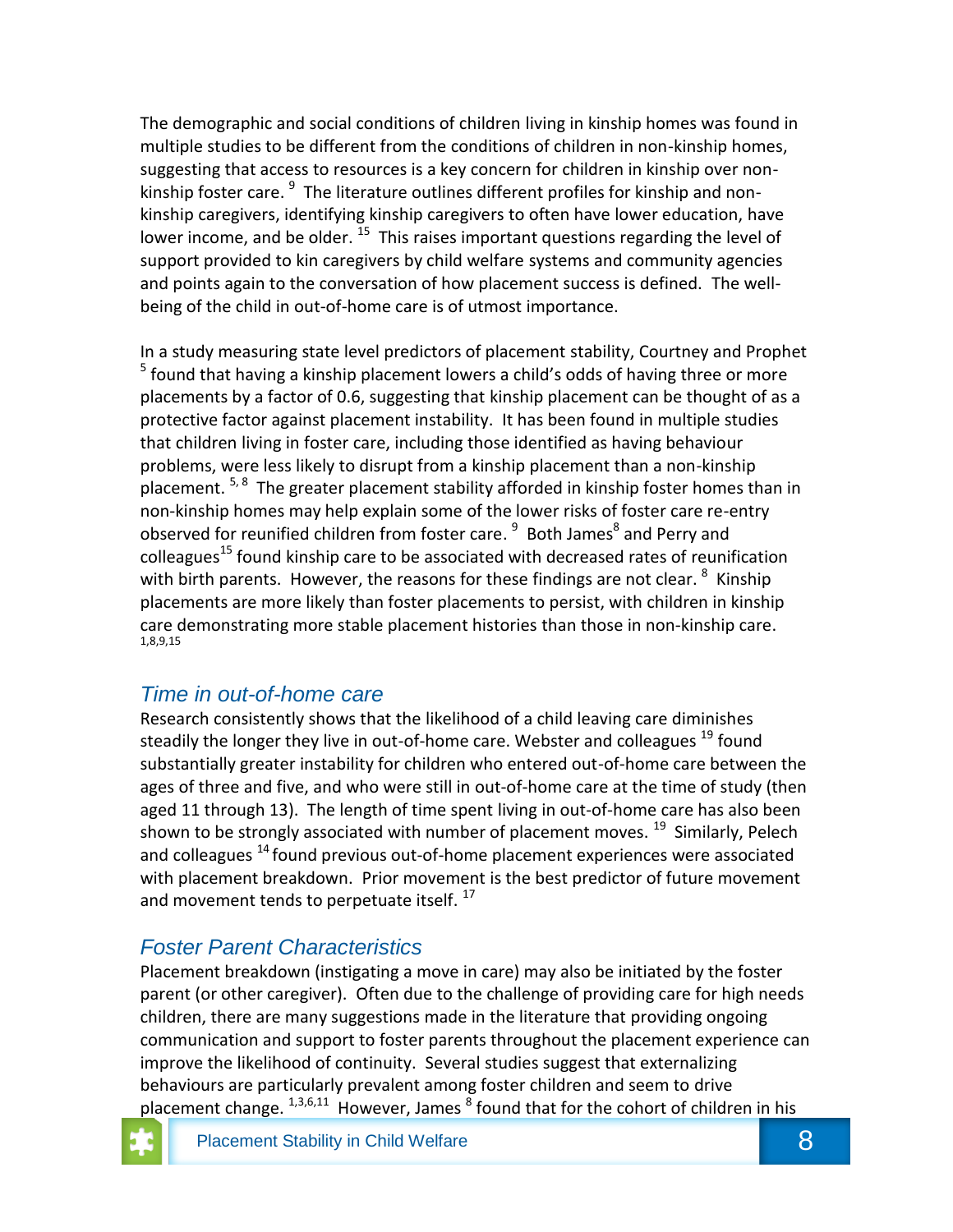The demographic and social conditions of children living in kinship homes was found in multiple studies to be different from the conditions of children in non-kinship homes, suggesting that access to resources is a key concern for children in kinship over non-kinship foster care. [9] The literature outlines different profiles for kinship and non-kinship caregivers, identifying kinship caregivers to often have lower education, have lower income, and be older. [15] This raises important questions regarding the level of support provided to kin caregivers by child welfare systems and community agencies and points again to the conversation of how placement success is defined. The well-being of the child in out-of-home care is of utmost importance.

In a study measuring state level predictors of placement stability, Courtney and Prophet [5] found that having a kinship placement lowers a child's odds of having three or more placements by a factor of 0.6, suggesting that kinship placement can be thought of as a protective factor against placement instability. It has been found in multiple studies that children living in foster care, including those identified as having behaviour problems, were less likely to disrupt from a kinship placement than a non-kinship placement. [5, 8] The greater placement stability afforded in kinship foster homes than in non-kinship homes may help explain some of the lower risks of foster care re-entry observed for reunified children from foster care. [9] Both James[8] and Perry and colleagues[15] found kinship care to be associated with decreased rates of reunification with birth parents. However, the reasons for these findings are not clear. [8] Kinship placements are more likely than foster placements to persist, with children in kinship care demonstrating more stable placement histories than those in non-kinship care. [1,8,9,15]

## *Time in out-of-home care*

Research consistently shows that the likelihood of a child leaving care diminishes steadily the longer they live in out-of-home care. Webster and colleagues [19] found substantially greater instability for children who entered out-of-home care between the ages of three and five, and who were still in out-of-home care at the time of study (then aged 11 through 13). The length of time spent living in out-of-home care has also been shown to be strongly associated with number of placement moves. [19] Similarly, Pelech and colleagues [14] found previous out-of-home placement experiences were associated with placement breakdown. Prior movement is the best predictor of future movement and movement tends to perpetuate itself. [17]

## *Foster Parent Characteristics*

Placement breakdown (instigating a move in care) may also be initiated by the foster parent (or other caregiver). Often due to the challenge of providing care for high needs children, there are many suggestions made in the literature that providing ongoing communication and support to foster parents throughout the placement experience can improve the likelihood of continuity. Several studies suggest that externalizing behaviours are particularly prevalent among foster children and seem to drive placement change. [1,3,6,11] However, James [8] found that for the cohort of children in his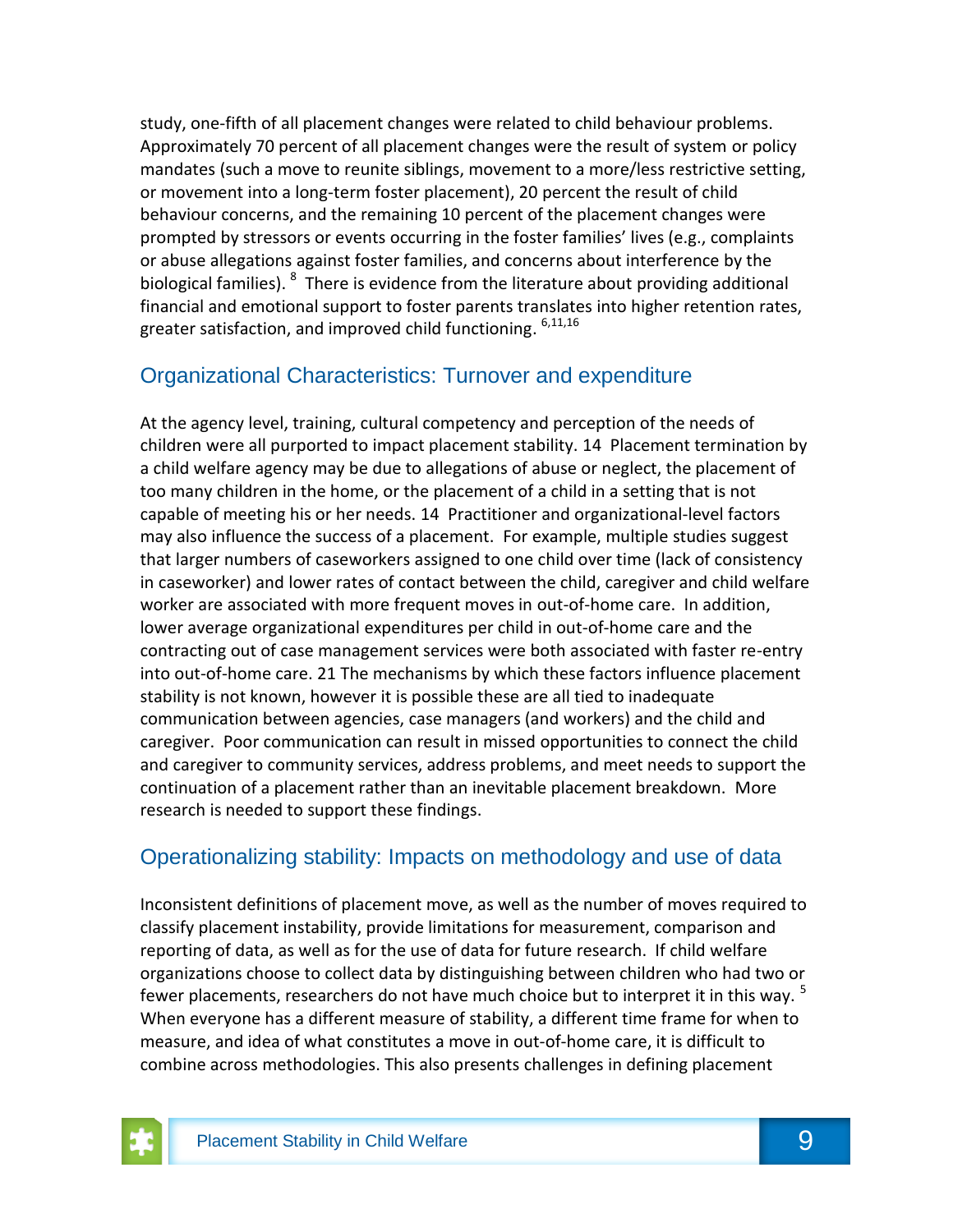study, one-fifth of all placement changes were related to child behaviour problems. Approximately 70 percent of all placement changes were the result of system or policy mandates (such a move to reunite siblings, movement to a more/less restrictive setting, or movement into a long-term foster placement), 20 percent the result of child behaviour concerns, and the remaining 10 percent of the placement changes were prompted by stressors or events occurring in the foster families' lives (e.g., complaints or abuse allegations against foster families, and concerns about interference by the biological families). [8] There is evidence from the literature about providing additional financial and emotional support to foster parents translates into higher retention rates, greater satisfaction, and improved child functioning. [6,11,16]

## Organizational Characteristics: Turnover and expenditure

At the agency level, training, cultural competency and perception of the needs of children were all purported to impact placement stability. 14 Placement termination by a child welfare agency may be due to allegations of abuse or neglect, the placement of too many children in the home, or the placement of a child in a setting that is not capable of meeting his or her needs. 14 Practitioner and organizational-level factors may also influence the success of a placement. For example, multiple studies suggest that larger numbers of caseworkers assigned to one child over time (lack of consistency in caseworker) and lower rates of contact between the child, caregiver and child welfare worker are associated with more frequent moves in out-of-home care. In addition, lower average organizational expenditures per child in out-of-home care and the contracting out of case management services were both associated with faster re-entry into out-of-home care. 21 The mechanisms by which these factors influence placement stability is not known, however it is possible these are all tied to inadequate communication between agencies, case managers (and workers) and the child and caregiver. Poor communication can result in missed opportunities to connect the child and caregiver to community services, address problems, and meet needs to support the continuation of a placement rather than an inevitable placement breakdown. More research is needed to support these findings.

## Operationalizing stability: Impacts on methodology and use of data

Inconsistent definitions of placement move, as well as the number of moves required to classify placement instability, provide limitations for measurement, comparison and reporting of data, as well as for the use of data for future research. If child welfare organizations choose to collect data by distinguishing between children who had two or fewer placements, researchers do not have much choice but to interpret it in this way. [5] When everyone has a different measure of stability, a different time frame for when to measure, and idea of what constitutes a move in out-of-home care, it is difficult to combine across methodologies. This also presents challenges in defining placement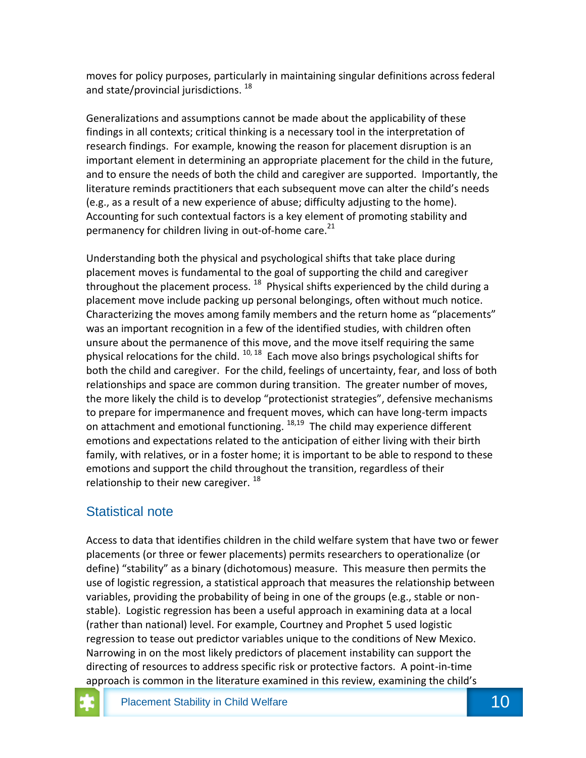moves for policy purposes, particularly in maintaining singular definitions across federal and state/provincial jurisdictions. [18]

Generalizations and assumptions cannot be made about the applicability of these findings in all contexts; critical thinking is a necessary tool in the interpretation of research findings. For example, knowing the reason for placement disruption is an important element in determining an appropriate placement for the child in the future, and to ensure the needs of both the child and caregiver are supported. Importantly, the literature reminds practitioners that each subsequent move can alter the child's needs (e.g., as a result of a new experience of abuse; difficulty adjusting to the home). Accounting for such contextual factors is a key element of promoting stability and permanency for children living in out-of-home care.[21]

Understanding both the physical and psychological shifts that take place during placement moves is fundamental to the goal of supporting the child and caregiver throughout the placement process. [18] Physical shifts experienced by the child during a placement move include packing up personal belongings, often without much notice. Characterizing the moves among family members and the return home as "placements" was an important recognition in a few of the identified studies, with children often unsure about the permanence of this move, and the move itself requiring the same physical relocations for the child. [10, 18] Each move also brings psychological shifts for both the child and caregiver. For the child, feelings of uncertainty, fear, and loss of both relationships and space are common during transition. The greater number of moves, the more likely the child is to develop "protectionist strategies", defensive mechanisms to prepare for impermanence and frequent moves, which can have long-term impacts on attachment and emotional functioning. [18,19] The child may experience different emotions and expectations related to the anticipation of either living with their birth family, with relatives, or in a foster home; it is important to be able to respond to these emotions and support the child throughout the transition, regardless of their relationship to their new caregiver. [18]

## Statistical note

Access to data that identifies children in the child welfare system that have two or fewer placements (or three or fewer placements) permits researchers to operationalize (or define) "stability" as a binary (dichotomous) measure. This measure then permits the use of logistic regression, a statistical approach that measures the relationship between variables, providing the probability of being in one of the groups (e.g., stable or non-stable). Logistic regression has been a useful approach in examining data at a local (rather than national) level. For example, Courtney and Prophet 5 used logistic regression to tease out predictor variables unique to the conditions of New Mexico. Narrowing in on the most likely predictors of placement instability can support the directing of resources to address specific risk or protective factors. A point-in-time approach is common in the literature examined in this review, examining the child's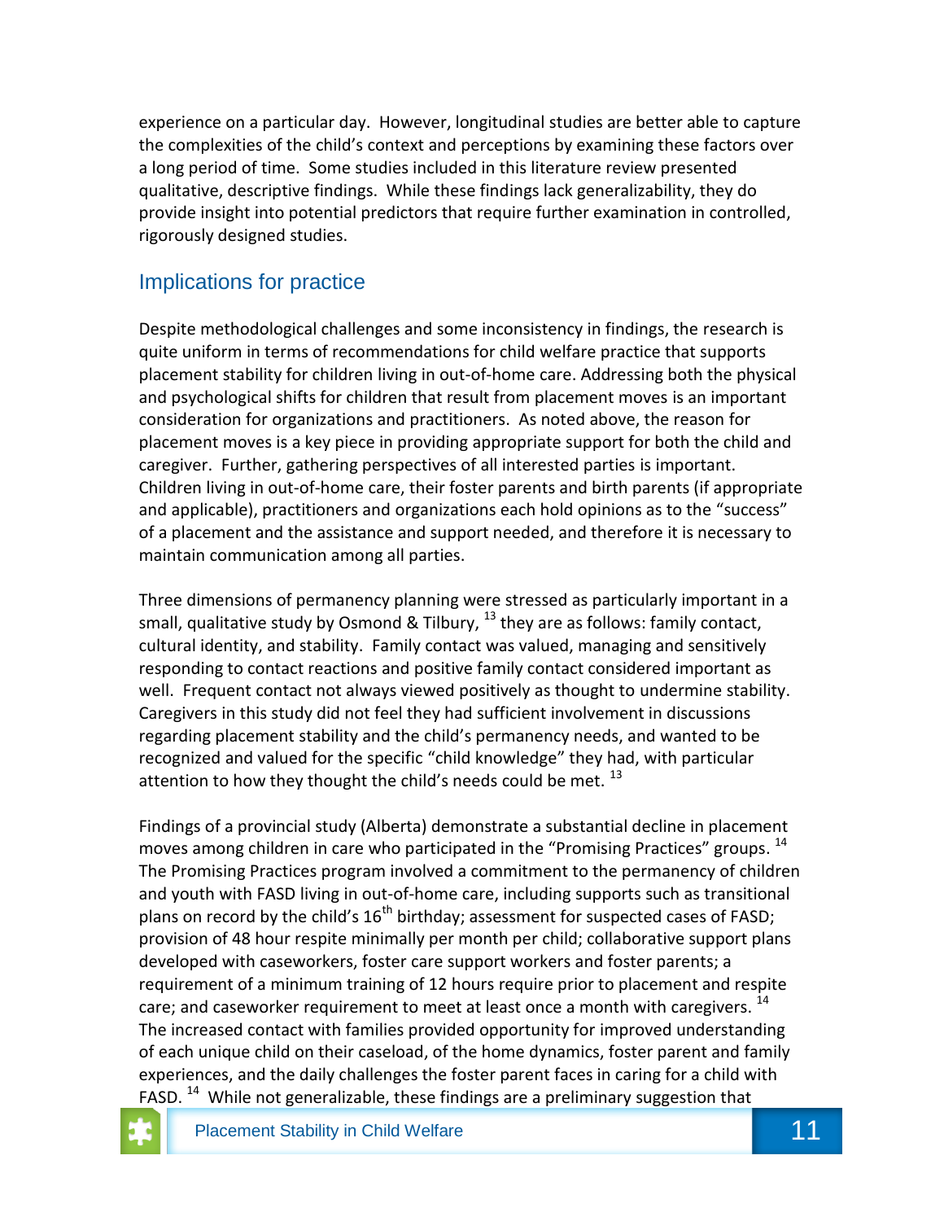experience on a particular day. However, longitudinal studies are better able to capture the complexities of the child's context and perceptions by examining these factors over a long period of time. Some studies included in this literature review presented qualitative, descriptive findings. While these findings lack generalizability, they do provide insight into potential predictors that require further examination in controlled, rigorously designed studies.

## Implications for practice

Despite methodological challenges and some inconsistency in findings, the research is quite uniform in terms of recommendations for child welfare practice that supports placement stability for children living in out-of-home care. Addressing both the physical and psychological shifts for children that result from placement moves is an important consideration for organizations and practitioners. As noted above, the reason for placement moves is a key piece in providing appropriate support for both the child and caregiver. Further, gathering perspectives of all interested parties is important. Children living in out-of-home care, their foster parents and birth parents (if appropriate and applicable), practitioners and organizations each hold opinions as to the "success" of a placement and the assistance and support needed, and therefore it is necessary to maintain communication among all parties.

Three dimensions of permanency planning were stressed as particularly important in a small, qualitative study by Osmond & Tilbury, [13] they are as follows: family contact, cultural identity, and stability. Family contact was valued, managing and sensitively responding to contact reactions and positive family contact considered important as well. Frequent contact not always viewed positively as thought to undermine stability. Caregivers in this study did not feel they had sufficient involvement in discussions regarding placement stability and the child's permanency needs, and wanted to be recognized and valued for the specific "child knowledge" they had, with particular attention to how they thought the child's needs could be met. [13]

Findings of a provincial study (Alberta) demonstrate a substantial decline in placement moves among children in care who participated in the "Promising Practices" groups. [14] The Promising Practices program involved a commitment to the permanency of children and youth with FASD living in out-of-home care, including supports such as transitional plans on record by the child's 16th birthday; assessment for suspected cases of FASD; provision of 48 hour respite minimally per month per child; collaborative support plans developed with caseworkers, foster care support workers and foster parents; a requirement of a minimum training of 12 hours require prior to placement and respite care; and caseworker requirement to meet at least once a month with caregivers. [14] The increased contact with families provided opportunity for improved understanding of each unique child on their caseload, of the home dynamics, foster parent and family experiences, and the daily challenges the foster parent faces in caring for a child with FASD. [14] While not generalizable, these findings are a preliminary suggestion that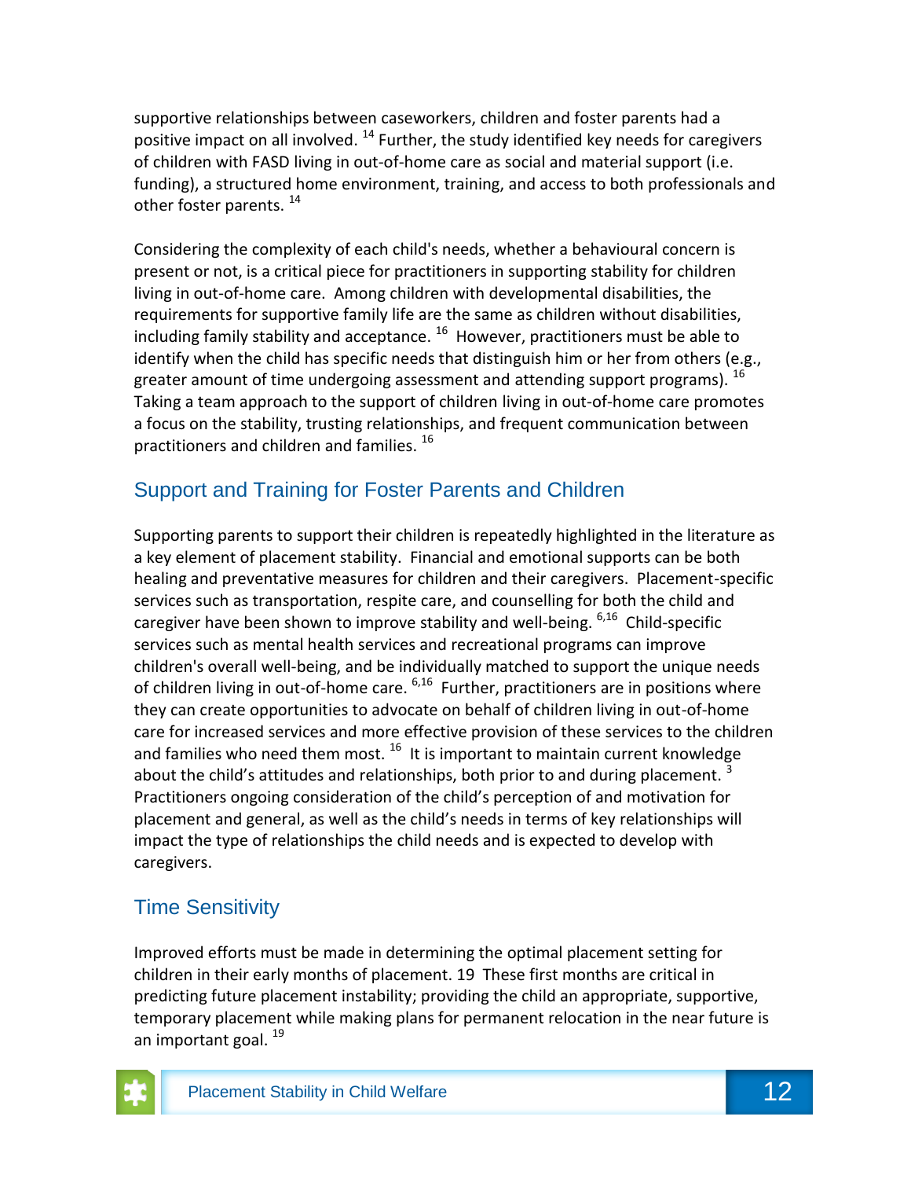supportive relationships between caseworkers, children and foster parents had a positive impact on all involved. [14] Further, the study identified key needs for caregivers of children with FASD living in out-of-home care as social and material support (i.e. funding), a structured home environment, training, and access to both professionals and other foster parents. [14]

Considering the complexity of each child's needs, whether a behavioural concern is present or not, is a critical piece for practitioners in supporting stability for children living in out-of-home care. Among children with developmental disabilities, the requirements for supportive family life are the same as children without disabilities, including family stability and acceptance. [16] However, practitioners must be able to identify when the child has specific needs that distinguish him or her from others (e.g., greater amount of time undergoing assessment and attending support programs). [16] Taking a team approach to the support of children living in out-of-home care promotes a focus on the stability, trusting relationships, and frequent communication between practitioners and children and families. [16]

## Support and Training for Foster Parents and Children

Supporting parents to support their children is repeatedly highlighted in the literature as a key element of placement stability. Financial and emotional supports can be both healing and preventative measures for children and their caregivers. Placement-specific services such as transportation, respite care, and counselling for both the child and caregiver have been shown to improve stability and well-being. [6,16] Child-specific services such as mental health services and recreational programs can improve children's overall well-being, and be individually matched to support the unique needs of children living in out-of-home care. [6,16] Further, practitioners are in positions where they can create opportunities to advocate on behalf of children living in out-of-home care for increased services and more effective provision of these services to the children and families who need them most. [16] It is important to maintain current knowledge about the child's attitudes and relationships, both prior to and during placement. [3] Practitioners ongoing consideration of the child's perception of and motivation for placement and general, as well as the child's needs in terms of key relationships will impact the type of relationships the child needs and is expected to develop with caregivers.

## Time Sensitivity

Improved efforts must be made in determining the optimal placement setting for children in their early months of placement. 19 These first months are critical in predicting future placement instability; providing the child an appropriate, supportive, temporary placement while making plans for permanent relocation in the near future is an important goal. [19]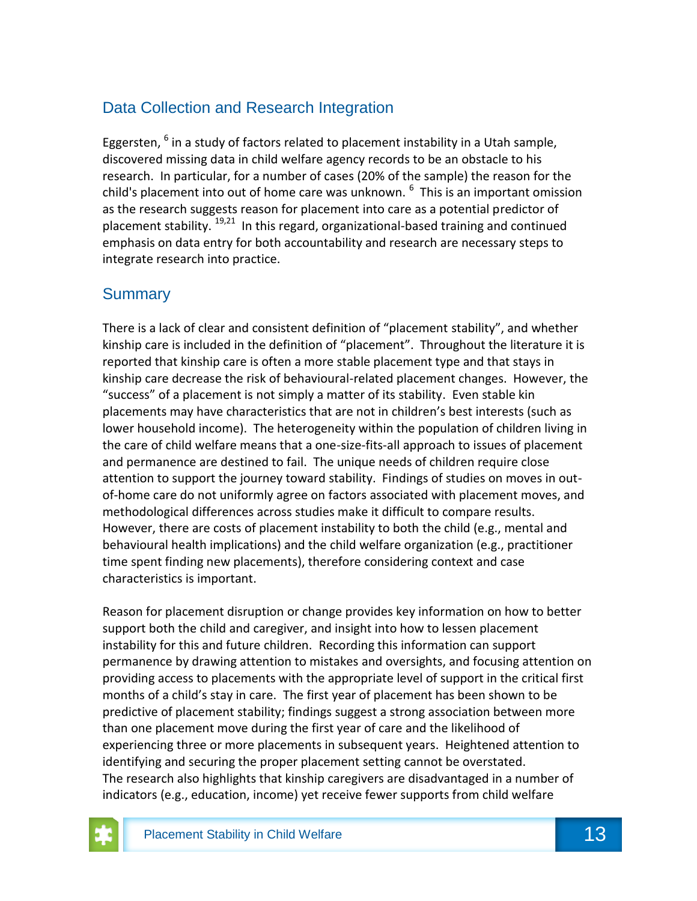## Data Collection and Research Integration

Eggersten, [6] in a study of factors related to placement instability in a Utah sample, discovered missing data in child welfare agency records to be an obstacle to his research. In particular, for a number of cases (20% of the sample) the reason for the child's placement into out of home care was unknown. [6] This is an important omission as the research suggests reason for placement into care as a potential predictor of placement stability. [19,21] In this regard, organizational-based training and continued emphasis on data entry for both accountability and research are necessary steps to integrate research into practice.

## Summary

There is a lack of clear and consistent definition of "placement stability", and whether kinship care is included in the definition of "placement". Throughout the literature it is reported that kinship care is often a more stable placement type and that stays in kinship care decrease the risk of behavioural-related placement changes. However, the "success" of a placement is not simply a matter of its stability. Even stable kin placements may have characteristics that are not in children's best interests (such as lower household income). The heterogeneity within the population of children living in the care of child welfare means that a one-size-fits-all approach to issues of placement and permanence are destined to fail. The unique needs of children require close attention to support the journey toward stability. Findings of studies on moves in out-of-home care do not uniformly agree on factors associated with placement moves, and methodological differences across studies make it difficult to compare results. However, there are costs of placement instability to both the child (e.g., mental and behavioural health implications) and the child welfare organization (e.g., practitioner time spent finding new placements), therefore considering context and case characteristics is important.

Reason for placement disruption or change provides key information on how to better support both the child and caregiver, and insight into how to lessen placement instability for this and future children. Recording this information can support permanence by drawing attention to mistakes and oversights, and focusing attention on providing access to placements with the appropriate level of support in the critical first months of a child's stay in care. The first year of placement has been shown to be predictive of placement stability; findings suggest a strong association between more than one placement move during the first year of care and the likelihood of experiencing three or more placements in subsequent years. Heightened attention to identifying and securing the proper placement setting cannot be overstated. The research also highlights that kinship caregivers are disadvantaged in a number of indicators (e.g., education, income) yet receive fewer supports from child welfare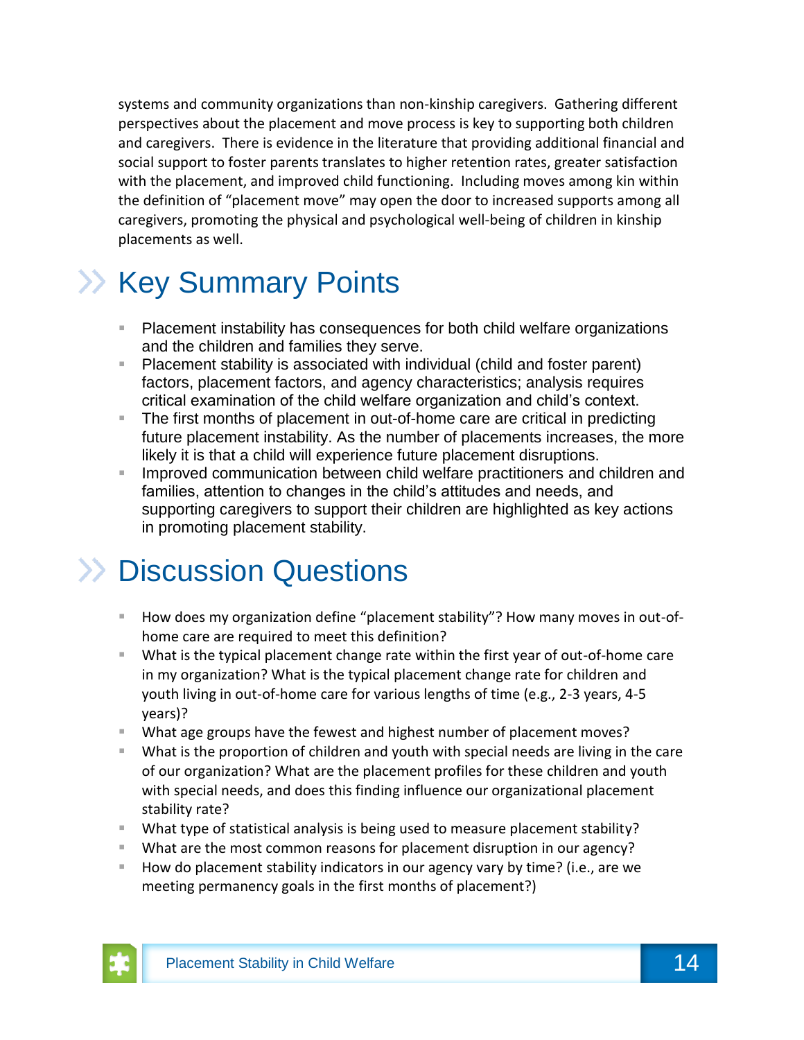systems and community organizations than non-kinship caregivers. Gathering different perspectives about the placement and move process is key to supporting both children and caregivers. There is evidence in the literature that providing additional financial and social support to foster parents translates to higher retention rates, greater satisfaction with the placement, and improved child functioning. Including moves among kin within the definition of "placement move" may open the door to increased supports among all caregivers, promoting the physical and psychological well-being of children in kinship placements as well.

## Key Summary Points

- Placement instability has consequences for both child welfare organizations and the children and families they serve.
- Placement stability is associated with individual (child and foster parent) factors, placement factors, and agency characteristics; analysis requires critical examination of the child welfare organization and child's context.
- The first months of placement in out-of-home care are critical in predicting future placement instability. As the number of placements increases, the more likely it is that a child will experience future placement disruptions.
- Improved communication between child welfare practitioners and children and families, attention to changes in the child's attitudes and needs, and supporting caregivers to support their children are highlighted as key actions in promoting placement stability.

## Discussion Questions

- How does my organization define "placement stability"? How many moves in out-of-home care are required to meet this definition?
- What is the typical placement change rate within the first year of out-of-home care in my organization? What is the typical placement change rate for children and youth living in out-of-home care for various lengths of time (e.g., 2-3 years, 4-5 years)?
- What age groups have the fewest and highest number of placement moves?
- What is the proportion of children and youth with special needs are living in the care of our organization? What are the placement profiles for these children and youth with special needs, and does this finding influence our organizational placement stability rate?
- What type of statistical analysis is being used to measure placement stability?
- What are the most common reasons for placement disruption in our agency?
- How do placement stability indicators in our agency vary by time? (i.e., are we meeting permanency goals in the first months of placement?)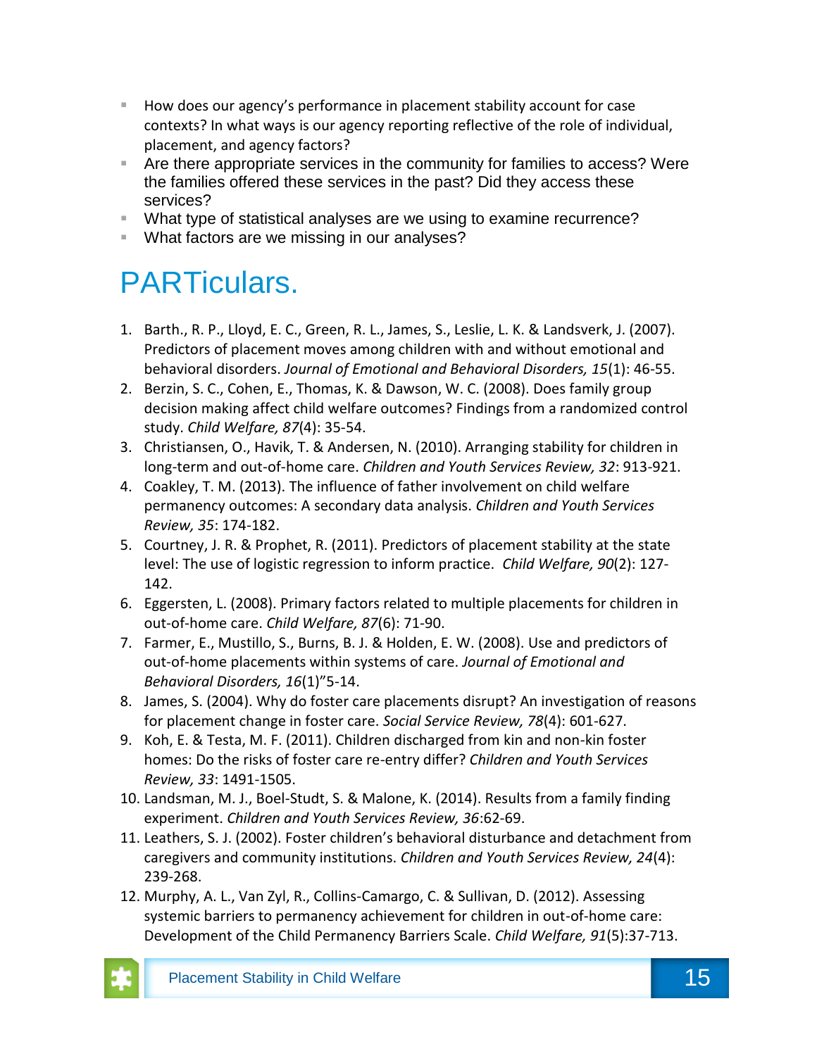- How does our agency's performance in placement stability account for case contexts? In what ways is our agency reporting reflective of the role of individual, placement, and agency factors?
- Are there appropriate services in the community for families to access? Were the families offered these services in the past? Did they access these services?
- What type of statistical analyses are we using to examine recurrence?
- What factors are we missing in our analyses?

# PARTiculars.

1. Barth., R. P., Lloyd, E. C., Green, R. L., James, S., Leslie, L. K. & Landsverk, J. (2007). Predictors of placement moves among children with and without emotional and behavioral disorders. *Journal of Emotional and Behavioral Disorders, 15*(1): 46-55.
2. Berzin, S. C., Cohen, E., Thomas, K. & Dawson, W. C. (2008). Does family group decision making affect child welfare outcomes? Findings from a randomized control study. *Child Welfare, 87*(4): 35-54.
3. Christiansen, O., Havik, T. & Andersen, N. (2010). Arranging stability for children in long-term and out-of-home care. *Children and Youth Services Review, 32*: 913-921.
4. Coakley, T. M. (2013). The influence of father involvement on child welfare permanency outcomes: A secondary data analysis. *Children and Youth Services Review, 35*: 174-182.
5. Courtney, J. R. & Prophet, R. (2011). Predictors of placement stability at the state level: The use of logistic regression to inform practice. *Child Welfare, 90*(2): 127-142.
6. Eggersten, L. (2008). Primary factors related to multiple placements for children in out-of-home care. *Child Welfare, 87*(6): 71-90.
7. Farmer, E., Mustillo, S., Burns, B. J. & Holden, E. W. (2008). Use and predictors of out-of-home placements within systems of care. *Journal of Emotional and Behavioral Disorders, 16*(1)"5-14.
8. James, S. (2004). Why do foster care placements disrupt? An investigation of reasons for placement change in foster care. *Social Service Review, 78*(4): 601-627.
9. Koh, E. & Testa, M. F. (2011). Children discharged from kin and non-kin foster homes: Do the risks of foster care re-entry differ? *Children and Youth Services Review, 33*: 1491-1505.
10. Landsman, M. J., Boel-Studt, S. & Malone, K. (2014). Results from a family finding experiment. *Children and Youth Services Review, 36*:62-69.
11. Leathers, S. J. (2002). Foster children's behavioral disturbance and detachment from caregivers and community institutions. *Children and Youth Services Review, 24*(4): 239-268.
12. Murphy, A. L., Van Zyl, R., Collins-Camargo, C. & Sullivan, D. (2012). Assessing systemic barriers to permanency achievement for children in out-of-home care: Development of the Child Permanency Barriers Scale. *Child Welfare, 91*(5):37-713.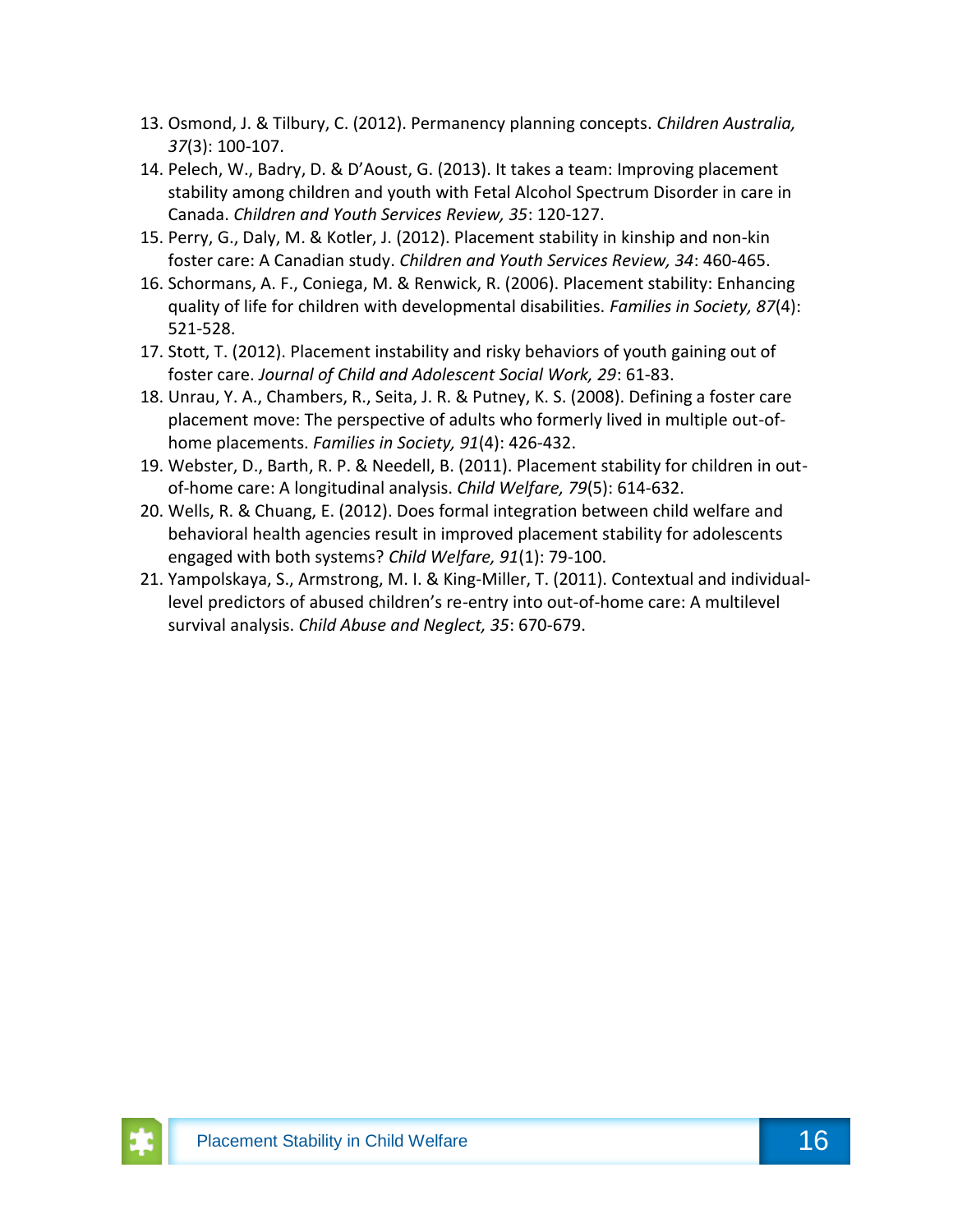13. Osmond, J. & Tilbury, C. (2012). Permanency planning concepts. *Children Australia, 37*(3): 100-107.
14. Pelech, W., Badry, D. & D'Aoust, G. (2013). It takes a team: Improving placement stability among children and youth with Fetal Alcohol Spectrum Disorder in care in Canada. *Children and Youth Services Review, 35*: 120-127.
15. Perry, G., Daly, M. & Kotler, J. (2012). Placement stability in kinship and non-kin foster care: A Canadian study. *Children and Youth Services Review, 34*: 460-465.
16. Schormans, A. F., Coniega, M. & Renwick, R. (2006). Placement stability: Enhancing quality of life for children with developmental disabilities. *Families in Society, 87*(4): 521-528.
17. Stott, T. (2012). Placement instability and risky behaviors of youth gaining out of foster care. *Journal of Child and Adolescent Social Work, 29*: 61-83.
18. Unrau, Y. A., Chambers, R., Seita, J. R. & Putney, K. S. (2008). Defining a foster care placement move: The perspective of adults who formerly lived in multiple out-of-home placements. *Families in Society, 91*(4): 426-432.
19. Webster, D., Barth, R. P. & Needell, B. (2011). Placement stability for children in out-of-home care: A longitudinal analysis. *Child Welfare, 79*(5): 614-632.
20. Wells, R. & Chuang, E. (2012). Does formal integration between child welfare and behavioral health agencies result in improved placement stability for adolescents engaged with both systems? *Child Welfare, 91*(1): 79-100.
21. Yampolskaya, S., Armstrong, M. I. & King-Miller, T. (2011). Contextual and individual-level predictors of abused children's re-entry into out-of-home care: A multilevel survival analysis. *Child Abuse and Neglect, 35*: 670-679.